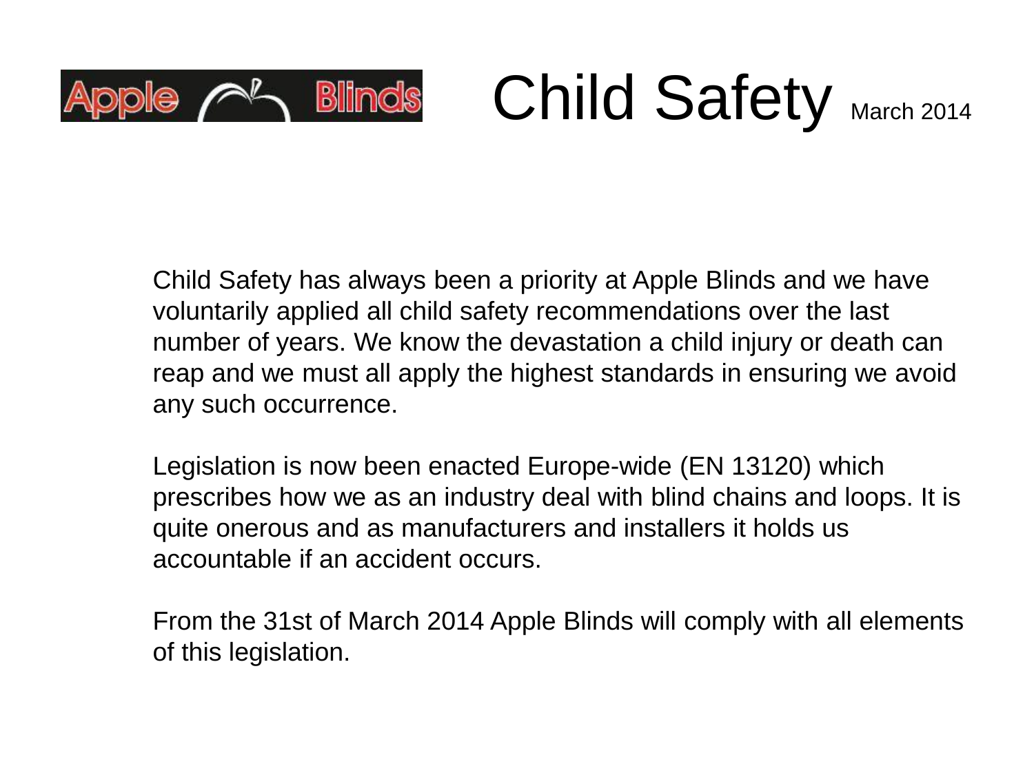Apple Blinds

# Child Safety March 2014

Child Safety has always been a priority at Apple Blinds and we have voluntarily applied all child safety recommendations over the last number of years. We know the devastation a child injury or death can reap and we must all apply the highest standards in ensuring we avoid any such occurrence.

Legislation is now been enacted Europe-wide (EN 13120) which prescribes how we as an industry deal with blind chains and loops. It is quite onerous and as manufacturers and installers it holds us accountable if an accident occurs.

From the 31st of March 2014 Apple Blinds will comply with all elements of this legislation.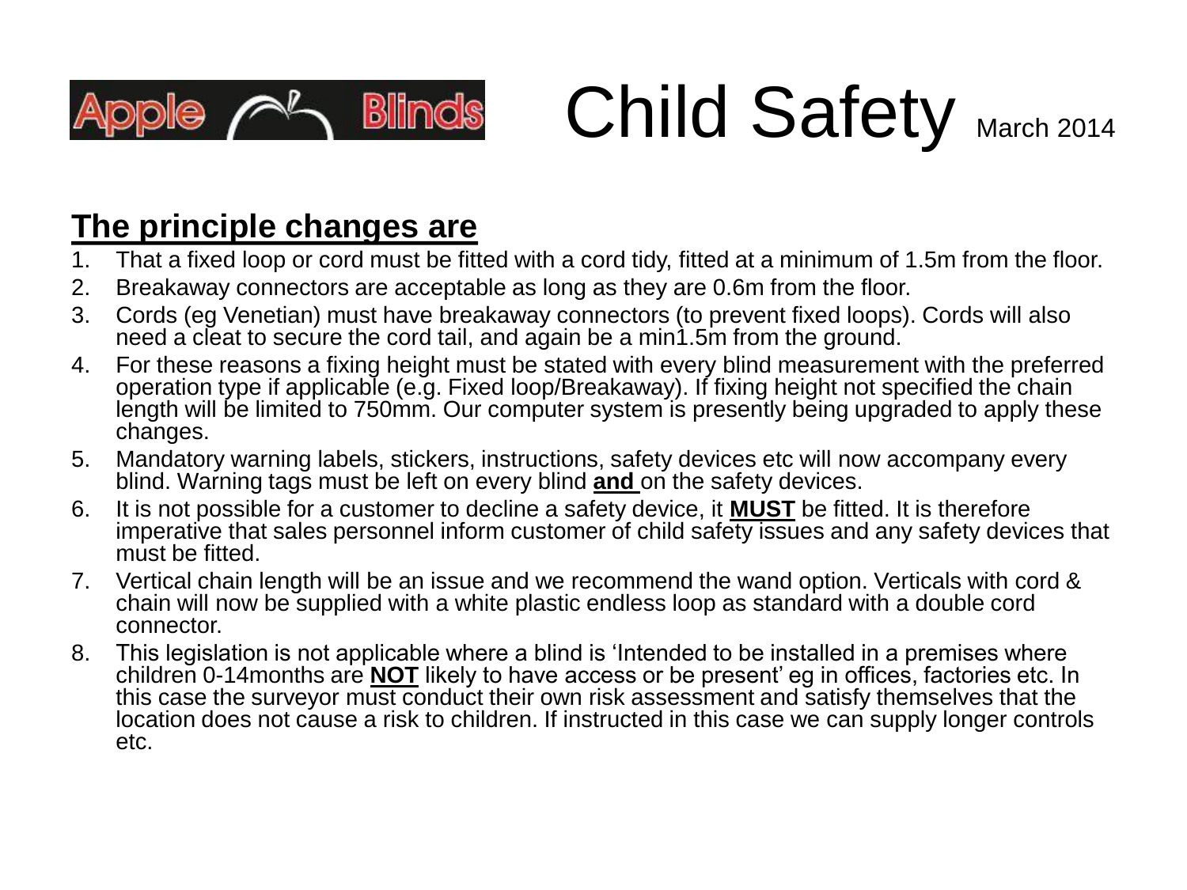# Child Safety March 2014

**The principle changes are**

1. That a fixed loop or cord must be fitted with a cord tidy, fitted at a minimum of 1.5m from the floor.
2. Breakaway connectors are acceptable as long as they are 0.6m from the floor.
3. Cords (eg Venetian) must have breakaway connectors (to prevent fixed loops). Cords will also need a cleat to secure the cord tail, and again be a min1.5m from the ground.
4. For these reasons a fixing height must be stated with every blind measurement with the preferred operation type if applicable (e.g. Fixed loop/Breakaway). If fixing height not specified the chain length will be limited to 750mm. Our computer system is presently being upgraded to apply these changes.
5. Mandatory warning labels, stickers, instructions, safety devices etc will now accompany every blind. Warning tags must be left on every blind **and** on the safety devices.
6. It is not possible for a customer to decline a safety device, it **MUST** be fitted. It is therefore imperative that sales personnel inform customer of child safety issues and any safety devices that must be fitted.
7. Vertical chain length will be an issue and we recommend the wand option. Verticals with cord & chain will now be supplied with a white plastic endless loop as standard with a double cord connector.
8. This legislation is not applicable where a blind is 'Intended to be installed in a premises where children 0-14months are **NOT** likely to have access or be present' eg in offices, factories etc. In this case the surveyor must conduct their own risk assessment and satisfy themselves that the location does not cause a risk to children. If instructed in this case we can supply longer controls etc.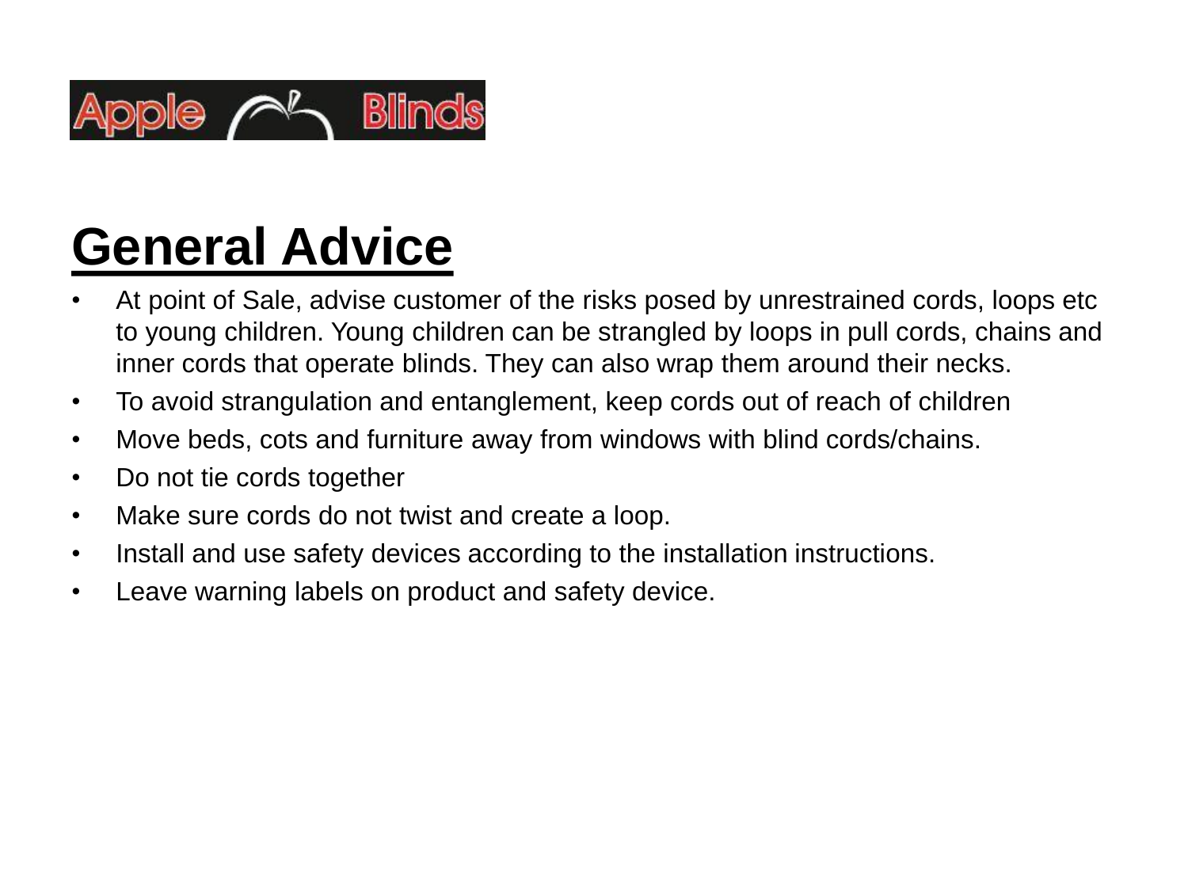Apple Blinds

# General Advice

- At point of Sale, advise customer of the risks posed by unrestrained cords, loops etc to young children. Young children can be strangled by loops in pull cords, chains and inner cords that operate blinds. They can also wrap them around their necks.
- To avoid strangulation and entanglement, keep cords out of reach of children
- Move beds, cots and furniture away from windows with blind cords/chains.
- Do not tie cords together
- Make sure cords do not twist and create a loop.
- Install and use safety devices according to the installation instructions.
- Leave warning labels on product and safety device.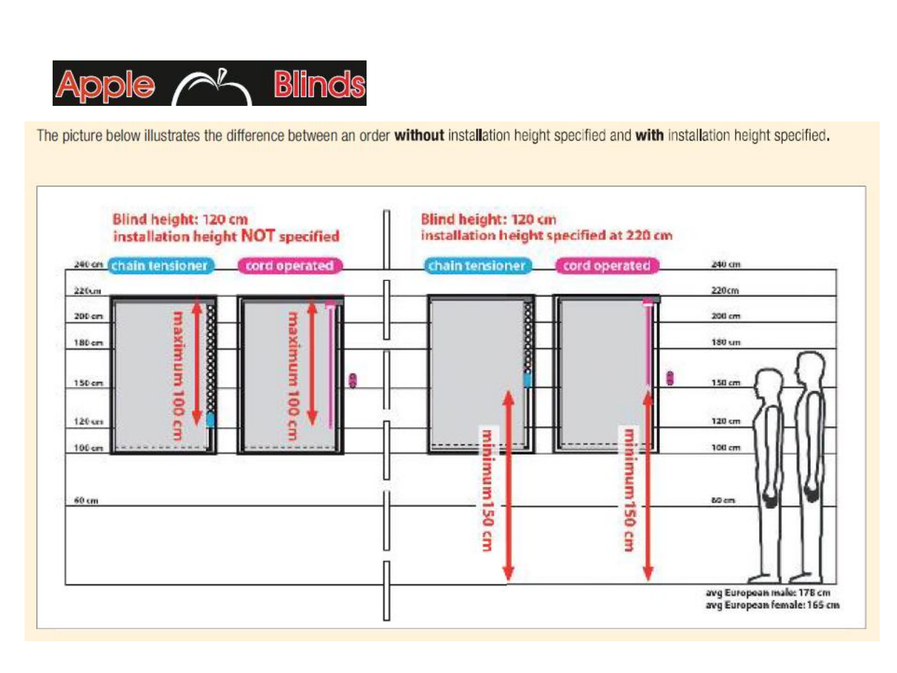# Apple Blinds

The picture below illustrates the difference between an order **without** installation height specified and **with** installation height specified.

**Blind height: 120 cm**
**installation height NOT specified**

chain tensioner — maximum 100 cm

cord operated — maximum 100 cm

**Blind height: 120 cm**
**installation height specified at 220 cm**

chain tensioner — minimum 150 cm

cord operated — minimum 150 cm

240 cm
220 cm
200 cm
180 cm
150 cm
120 cm
100 cm
60 cm

avg European male: 178 cm
avg European female: 165 cm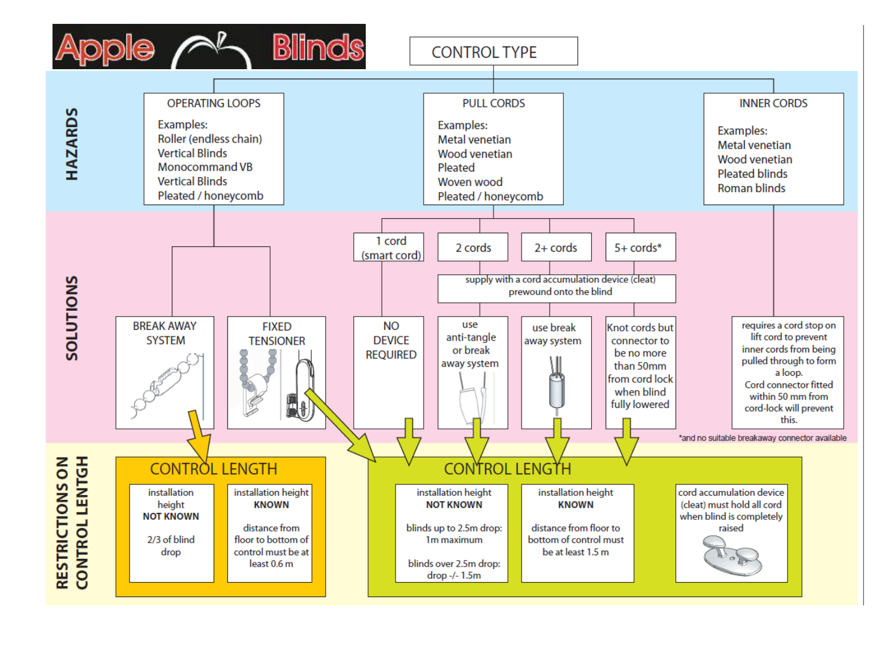# Apple Blinds

## CONTROL TYPE

### HAZARDS

**OPERATING LOOPS**

Examples:
- Roller (endless chain)
- Vertical Blinds
- Monocommand VB
- Vertical Blinds
- Pleated / honeycomb

**PULL CORDS**

Examples:
- Metal venetian
- Wood venetian
- Pleated
- Woven wood
- Pleated / honeycomb

**INNER CORDS**

Examples:
- Metal venetian
- Wood venetian
- Pleated blinds
- Roman blinds

### SOLUTIONS

**Operating loops:**
- BREAK AWAY SYSTEM
- FIXED TENSIONER

**Pull cords:**
- 1 cord (smart cord): NO DEVICE REQUIRED
- 2 cords, 2+ cords, 5+ cords*: supply with a cord accumulation device (cleat) prewound onto the blind
  - 2 cords: use anti-tangle or break away system
  - 2+ cords: use break away system
  - 5+ cords*: Knot cords but connector to be no more than 50mm from cord lock when blind fully lowered

**Inner cords:**
requires a cord stop on lift cord to prevent inner cords from being pulled through to form a loop. Cord connector fitted within 50 mm from cord-lock will prevent this.

*and no suitable breakaway connector available

### RESTRICTIONS ON CONTROL LENGTH

**CONTROL LENGTH** (Break away system / Fixed tensioner)

| installation height NOT KNOWN | installation height KNOWN |
|---|---|
| 2/3 of blind drop | distance from floor to bottom of control must be at least 0.6 m |

**CONTROL LENGTH** (Fixed tensioner / No device required / Pull cord solutions)

| installation height NOT KNOWN | installation height KNOWN | |
|---|---|---|
| blinds up to 2.5m drop: 1m maximum<br>blinds over 2.5m drop: drop -/- 1.5m | distance from floor to bottom of control must be at least 1.5 m | cord accumulation device (cleat) must hold all cord when blind is completely raised |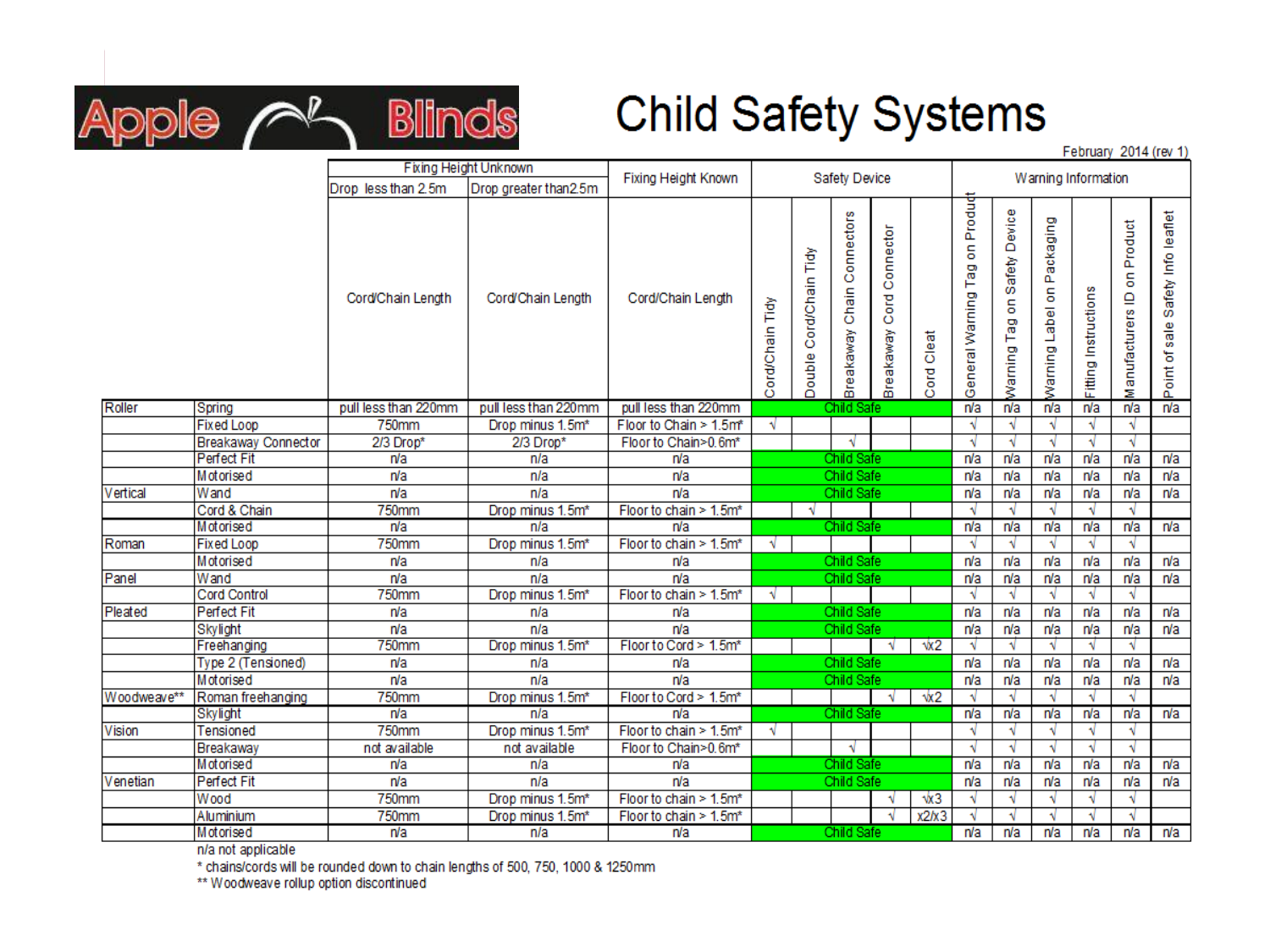# Apple Blinds

# Child Safety Systems

February 2014 (rev 1)

| | | Fixing Height Unknown | | Fixing Height Known | Safety Device | | | | | Warning Information | | | | | |
|---|---|---|---|---|---|---|---|---|---|---|---|---|---|---|---|
| | | Drop less than 2.5m | Drop greater than 2.5m | | | | | | | | | | | | |
| | | Cord/Chain Length | Cord/Chain Length | Cord/Chain Length | Cord/Chain Tidy | Double Cord/Chain Tidy | Breakaway Chain Connectors | Breakaway Cord Connector | Cord Cleat | General Warning Tag on Product | Warning Tag on Safety Device | Warning Label on Packaging | Fitting Instructions | Manufacturers ID on Product | Point of sale Safety Info leaflet |
| Roller | Spring | pull less than 220mm | pull less than 220mm | pull less than 220mm | Child Safe | | | | | n/a | n/a | n/a | n/a | n/a | n/a |
| | Fixed Loop | 750mm | Drop minus 1.5m* | Floor to Chain > 1.5m* | √ | | | | | √ | √ | √ | √ | √ | |
| | Breakaway Connector | 2/3 Drop* | 2/3 Drop* | Floor to Chain>0.6m* | | | √ | | | √ | √ | √ | √ | √ | |
| | Perfect Fit | n/a | n/a | n/a | Child Safe | | | | | n/a | n/a | n/a | n/a | n/a | n/a |
| | Motorised | n/a | n/a | n/a | Child Safe | | | | | n/a | n/a | n/a | n/a | n/a | n/a |
| Vertical | Wand | n/a | n/a | n/a | Child Safe | | | | | n/a | n/a | n/a | n/a | n/a | n/a |
| | Cord & Chain | 750mm | Drop minus 1.5m* | Floor to chain > 1.5m* | | √ | | | | √ | √ | √ | √ | √ | |
| | Motorised | n/a | n/a | n/a | Child Safe | | | | | n/a | n/a | n/a | n/a | n/a | n/a |
| Roman | Fixed Loop | 750mm | Drop minus 1.5m* | Floor to chain > 1.5m* | √ | | | | | √ | √ | √ | √ | √ | |
| | Motorised | n/a | n/a | n/a | Child Safe | | | | | n/a | n/a | n/a | n/a | n/a | n/a |
| Panel | Wand | n/a | n/a | n/a | Child Safe | | | | | n/a | n/a | n/a | n/a | n/a | n/a |
| | Cord Control | 750mm | Drop minus 1.5m* | Floor to chain > 1.5m* | √ | | | | | √ | √ | √ | √ | √ | |
| Pleated | Perfect Fit | n/a | n/a | n/a | Child Safe | | | | | n/a | n/a | n/a | n/a | n/a | n/a |
| | Skylight | n/a | n/a | n/a | Child Safe | | | | | n/a | n/a | n/a | n/a | n/a | n/a |
| | Freehanging | 750mm | Drop minus 1.5m* | Floor to Cord > 1.5m* | | | | √ | √x2 | √ | √ | √ | √ | √ | |
| | Type 2 (Tensioned) | n/a | n/a | n/a | Child Safe | | | | | n/a | n/a | n/a | n/a | n/a | n/a |
| | Motorised | n/a | n/a | n/a | Child Safe | | | | | n/a | n/a | n/a | n/a | n/a | n/a |
| Woodweave** | Roman freehanging | 750mm | Drop minus 1.5m* | Floor to Cord > 1.5m* | | | | √ | √x2 | √ | √ | √ | √ | √ | |
| | Skylight | n/a | n/a | n/a | Child Safe | | | | | n/a | n/a | n/a | n/a | n/a | n/a |
| Vision | Tensioned | 750mm | Drop minus 1.5m* | Floor to chain > 1.5m* | √ | | | | | √ | √ | √ | √ | √ | |
| | Breakaway | not available | not available | Floor to Chain>0.6m* | | | √ | | | √ | √ | √ | √ | √ | |
| | Motorised | n/a | n/a | n/a | Child Safe | | | | | n/a | n/a | n/a | n/a | n/a | n/a |
| Venetian | Perfect Fit | n/a | n/a | n/a | Child Safe | | | | | n/a | n/a | n/a | n/a | n/a | n/a |
| | Wood | 750mm | Drop minus 1.5m* | Floor to chain > 1.5m* | | | | √ | √x3 | √ | √ | √ | √ | √ | |
| | Aluminium | 750mm | Drop minus 1.5m* | Floor to chain > 1.5m* | | | | √ | x2/x3 | √ | √ | √ | √ | √ | |
| | Motorised | n/a | n/a | n/a | Child Safe | | | | | n/a | n/a | n/a | n/a | n/a | n/a |

n/a not applicable

* chains/cords will be rounded down to chain lengths of 500, 750, 1000 & 1250mm

** Woodweave rollup option discontinued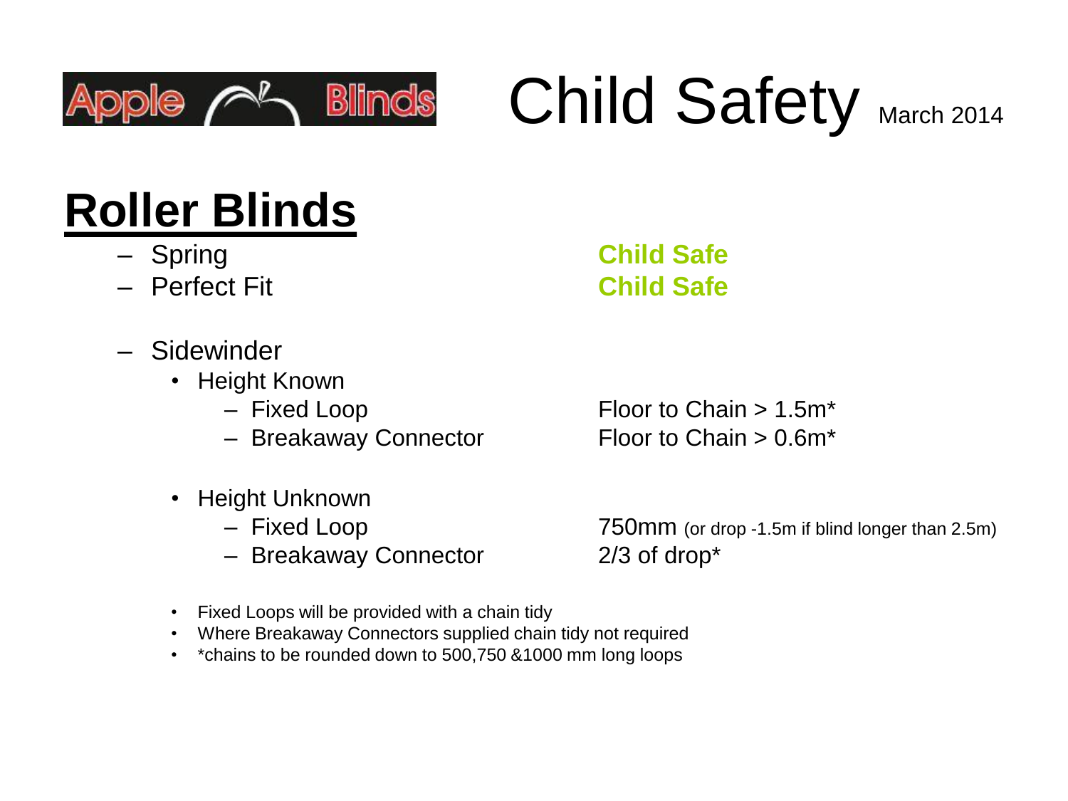Apple Blinds

# Child Safety March 2014

## Roller Blinds

- Spring — **Child Safe**
- Perfect Fit — **Child Safe**

- Sidewinder
  - Height Known
    - Fixed Loop — Floor to Chain > 1.5m*
    - Breakaway Connector — Floor to Chain > 0.6m*
  - Height Unknown
    - Fixed Loop — 750mm (or drop -1.5m if blind longer than 2.5m)
    - Breakaway Connector — 2/3 of drop*

- Fixed Loops will be provided with a chain tidy
- Where Breakaway Connectors supplied chain tidy not required
- *chains to be rounded down to 500,750 &1000 mm long loops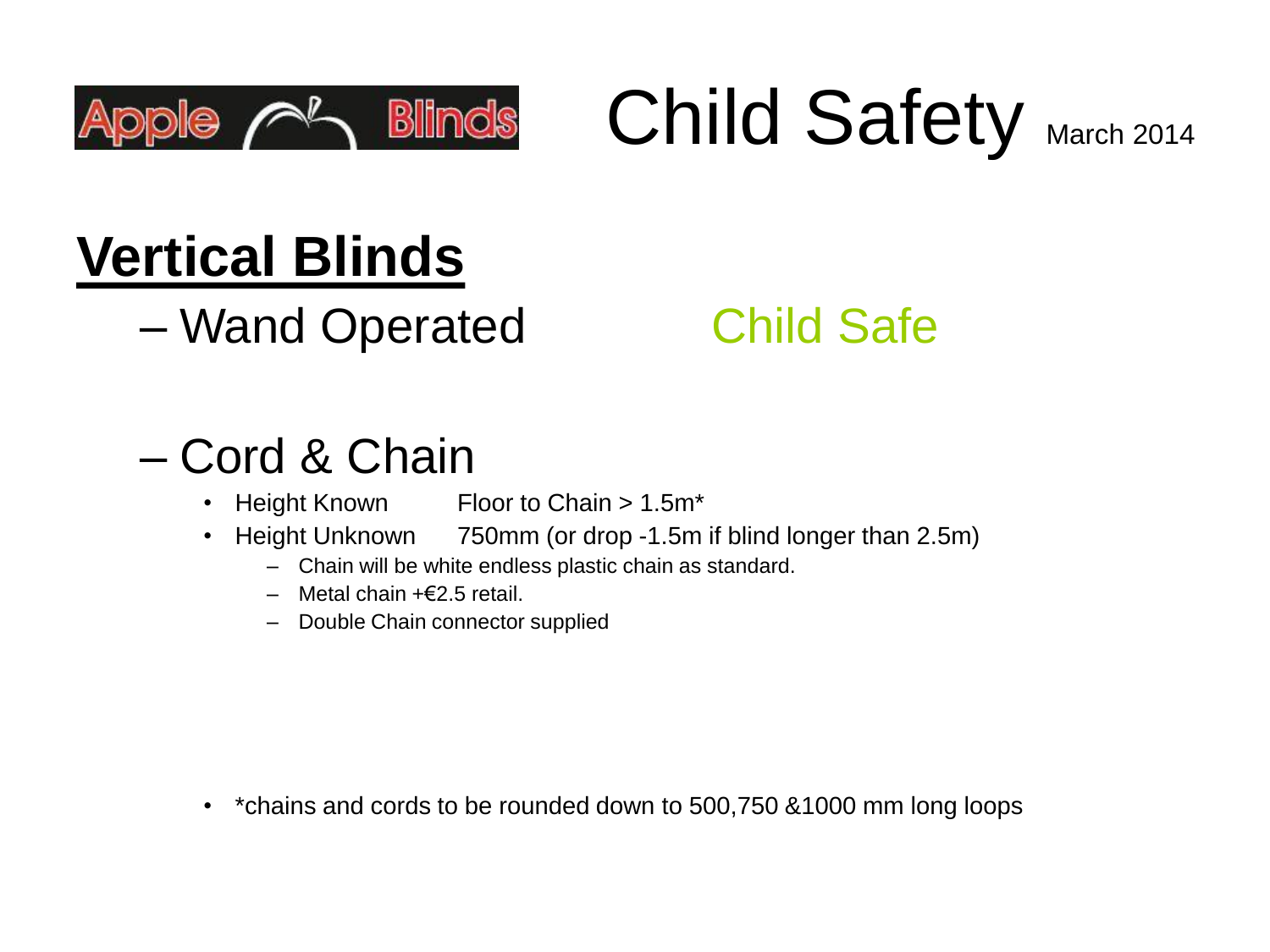Apple Blinds

# Child Safety March 2014

## Vertical Blinds

– Wand Operated — Child Safe

– Cord & Chain

- Height Known — Floor to Chain > 1.5m*
- Height Unknown — 750mm (or drop -1.5m if blind longer than 2.5m)
  - Chain will be white endless plastic chain as standard.
  - Metal chain +€2.5 retail.
  - Double Chain connector supplied

- *chains and cords to be rounded down to 500,750 &1000 mm long loops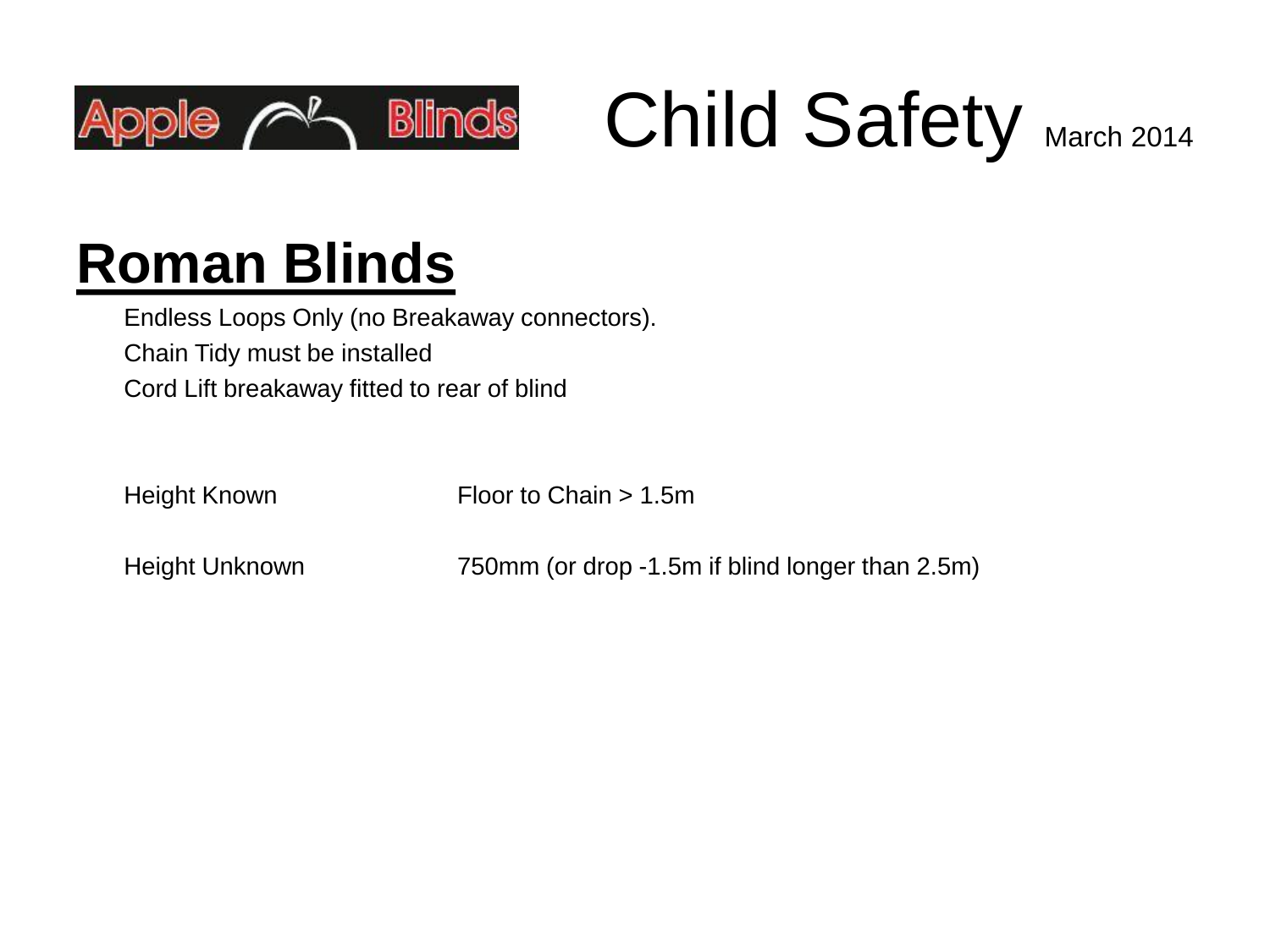# Child Safety March 2014

## Roman Blinds

Endless Loops Only (no Breakaway connectors).

Chain Tidy must be installed

Cord Lift breakaway fitted to rear of blind

| | |
|---|---|
| Height Known | Floor to Chain > 1.5m |
| Height Unknown | 750mm (or drop -1.5m if blind longer than 2.5m) |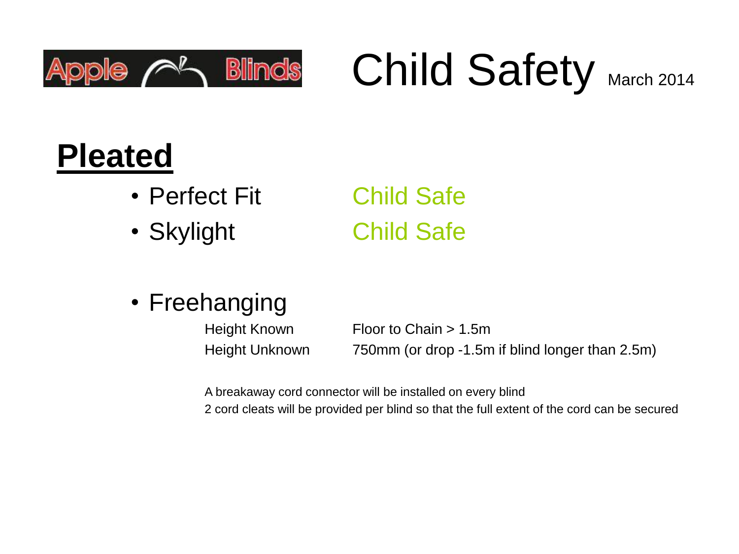Apple Blinds

# Child Safety March 2014

## Pleated

- Perfect Fit — Child Safe
- Skylight — Child Safe

- Freehanging

| | |
|---|---|
| Height Known | Floor to Chain > 1.5m |
| Height Unknown | 750mm (or drop -1.5m if blind longer than 2.5m) |

A breakaway cord connector will be installed on every blind

2 cord cleats will be provided per blind so that the full extent of the cord can be secured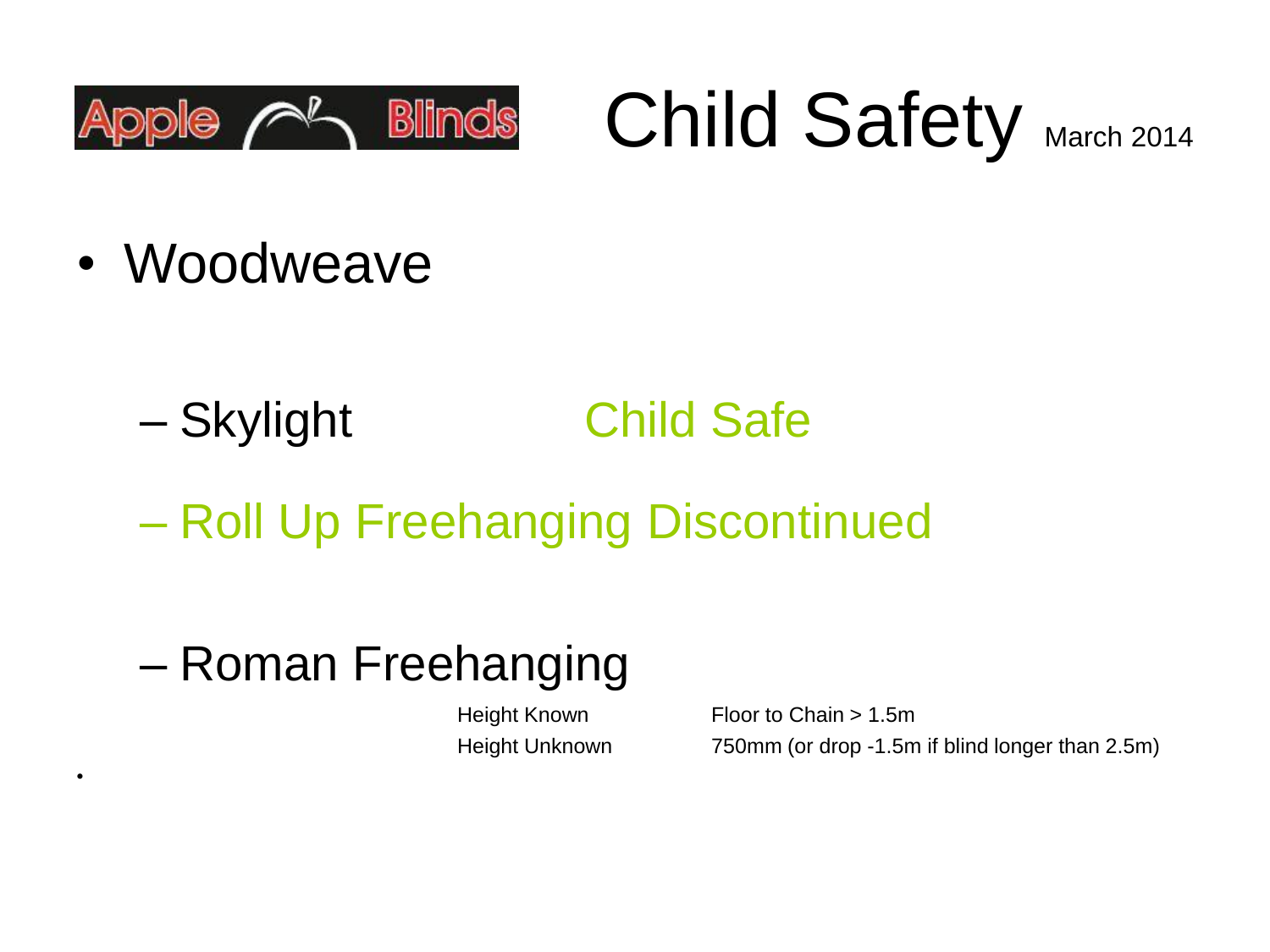Apple Blinds

# Child Safety March 2014

- Woodweave
  - Skylight Child Safe
  - Roll Up Freehanging Discontinued
  - Roman Freehanging

| | |
|---|---|
| Height Known | Floor to Chain > 1.5m |
| Height Unknown | 750mm (or drop -1.5m if blind longer than 2.5m) |